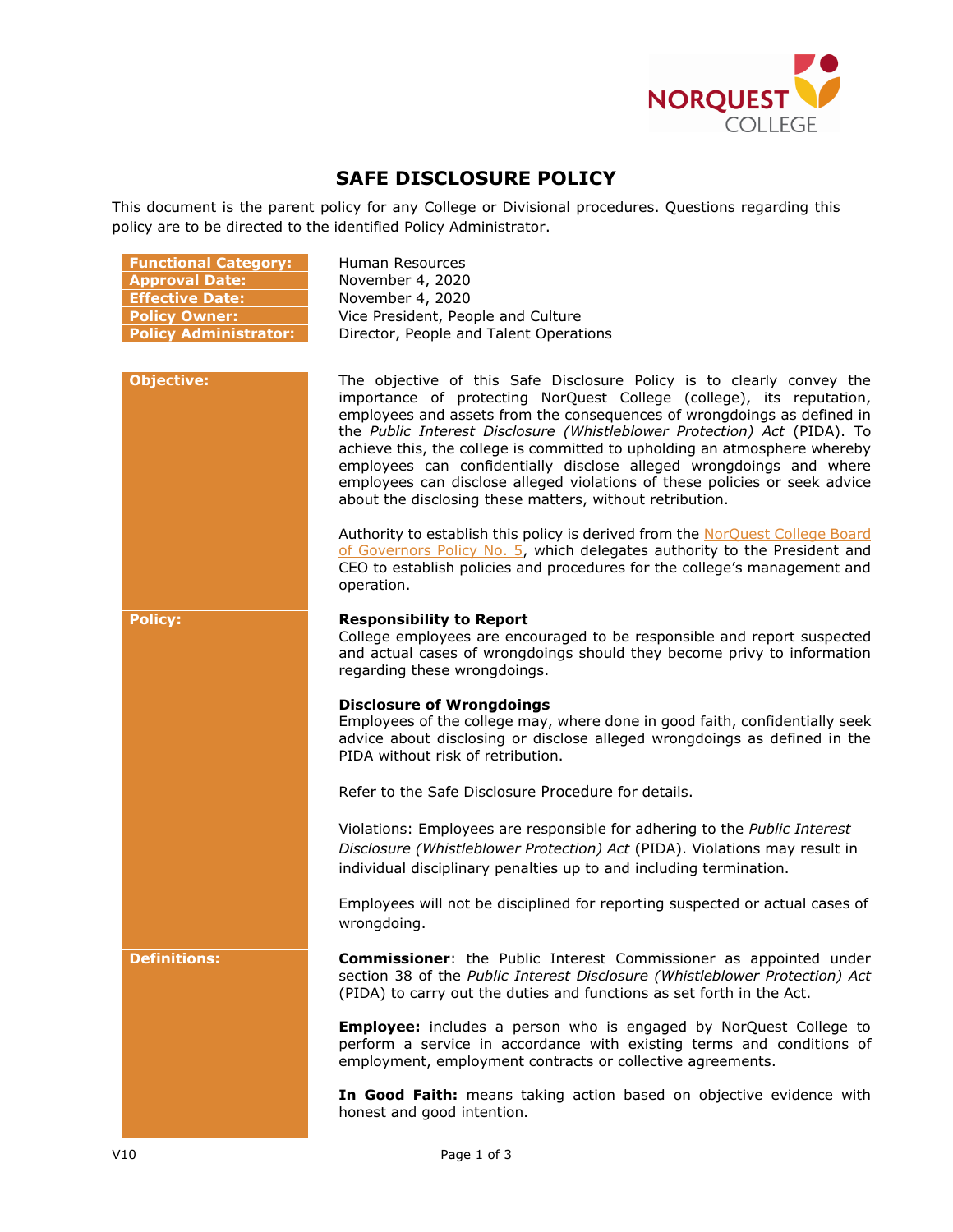# SAFE DISCLOSURE POLICY

This document is the parent policy for any College or Divisional procedures. Questions regarding this policy are to be directed to the identified Policy Administrator.

| | |
|---|---|
| **Functional Category:** | Human Resources |
| **Approval Date:** | November 4, 2020 |
| **Effective Date:** | November 4, 2020 |
| **Policy Owner:** | Vice President, People and Culture |
| **Policy Administrator:** | Director, People and Talent Operations |

## Objective:

The objective of this Safe Disclosure Policy is to clearly convey the importance of protecting NorQuest College (college), its reputation, employees and assets from the consequences of wrongdoings as defined in the *Public Interest Disclosure (Whistleblower Protection) Act* (PIDA). To achieve this, the college is committed to upholding an atmosphere whereby employees can confidentially disclose alleged wrongdoings and where employees can disclose alleged violations of these policies or seek advice about the disclosing these matters, without retribution.

Authority to establish this policy is derived from the NorQuest College Board of Governors Policy No. 5, which delegates authority to the President and CEO to establish policies and procedures for the college's management and operation.

## Policy:

**Responsibility to Report**
College employees are encouraged to be responsible and report suspected and actual cases of wrongdoings should they become privy to information regarding these wrongdoings.

**Disclosure of Wrongdoings**
Employees of the college may, where done in good faith, confidentially seek advice about disclosing or disclose alleged wrongdoings as defined in the PIDA without risk of retribution.

Refer to the Safe Disclosure Procedure for details.

Violations: Employees are responsible for adhering to the *Public Interest Disclosure (Whistleblower Protection) Act* (PIDA). Violations may result in individual disciplinary penalties up to and including termination.

Employees will not be disciplined for reporting suspected or actual cases of wrongdoing.

## Definitions:

**Commissioner**: the Public Interest Commissioner as appointed under section 38 of the *Public Interest Disclosure (Whistleblower Protection) Act* (PIDA) to carry out the duties and functions as set forth in the Act.

**Employee:** includes a person who is engaged by NorQuest College to perform a service in accordance with existing terms and conditions of employment, employment contracts or collective agreements.

**In Good Faith:** means taking action based on objective evidence with honest and good intention.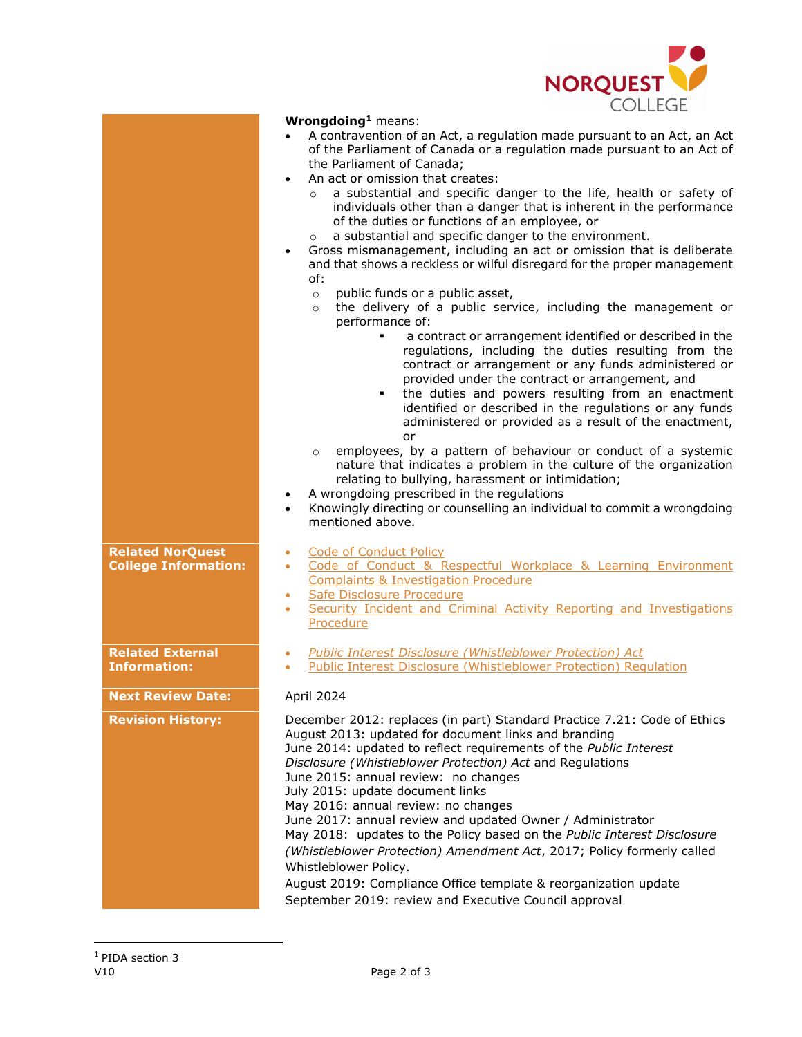**Wrongdoing**[1] means:

- A contravention of an Act, a regulation made pursuant to an Act, an Act of the Parliament of Canada or a regulation made pursuant to an Act of the Parliament of Canada;
- An act or omission that creates:
  - a substantial and specific danger to the life, health or safety of individuals other than a danger that is inherent in the performance of the duties or functions of an employee, or
  - a substantial and specific danger to the environment.
- Gross mismanagement, including an act or omission that is deliberate and that shows a reckless or wilful disregard for the proper management of:
  - public funds or a public asset,
  - the delivery of a public service, including the management or performance of:
    - a contract or arrangement identified or described in the regulations, including the duties resulting from the contract or arrangement or any funds administered or provided under the contract or arrangement, and
    - the duties and powers resulting from an enactment identified or described in the regulations or any funds administered or provided as a result of the enactment, or
  - employees, by a pattern of behaviour or conduct of a systemic nature that indicates a problem in the culture of the organization relating to bullying, harassment or intimidation;
- A wrongdoing prescribed in the regulations
- Knowingly directing or counselling an individual to commit a wrongdoing mentioned above.

| | |
|---|---|
| **Related NorQuest College Information:** | - Code of Conduct Policy<br>- Code of Conduct & Respectful Workplace & Learning Environment Complaints & Investigation Procedure<br>- Safe Disclosure Procedure<br>- Security Incident and Criminal Activity Reporting and Investigations Procedure |
| **Related External Information:** | - *Public Interest Disclosure (Whistleblower Protection) Act*<br>- Public Interest Disclosure (Whistleblower Protection) Regulation |
| **Next Review Date:** | April 2024 |
| **Revision History:** | December 2012: replaces (in part) Standard Practice 7.21: Code of Ethics<br>August 2013: updated for document links and branding<br>June 2014: updated to reflect requirements of the *Public Interest Disclosure (Whistleblower Protection) Act* and Regulations<br>June 2015: annual review: no changes<br>July 2015: update document links<br>May 2016: annual review: no changes<br>June 2017: annual review and updated Owner / Administrator<br>May 2018: updates to the Policy based on the *Public Interest Disclosure (Whistleblower Protection) Amendment Act*, 2017; Policy formerly called Whistleblower Policy.<br>August 2019: Compliance Office template & reorganization update<br>September 2019: review and Executive Council approval |

[1] PIDA section 3

V10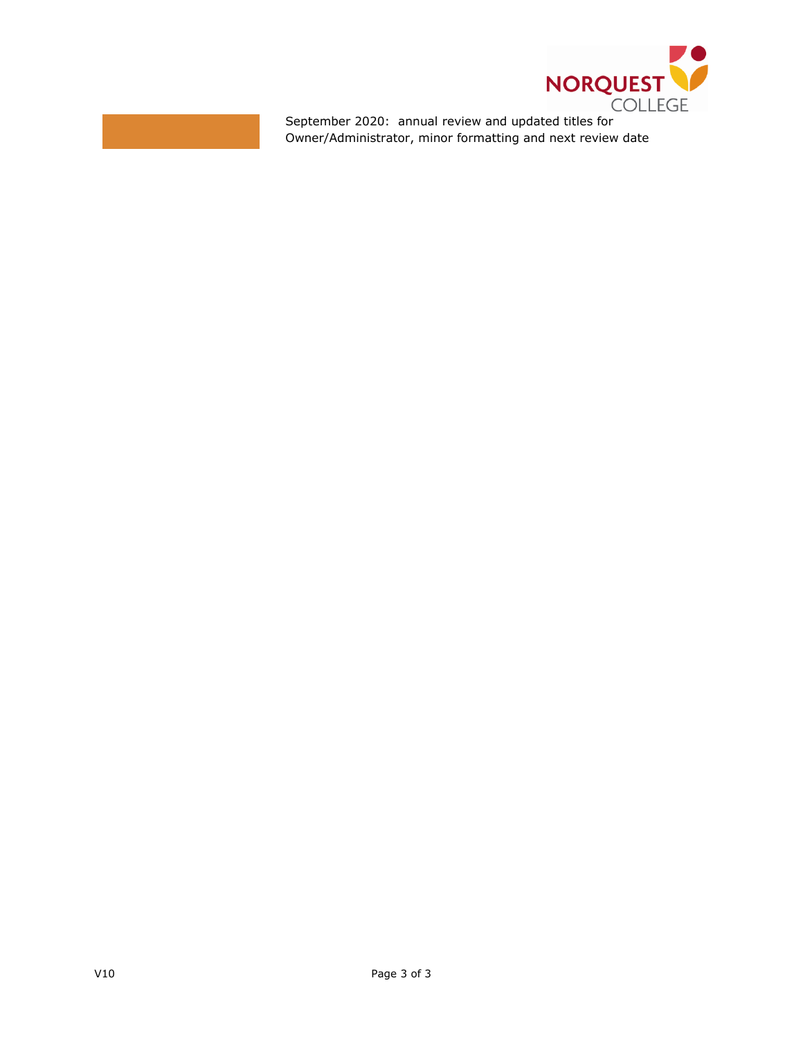| | |
|---|---|
| | September 2020: annual review and updated titles for Owner/Administrator, minor formatting and next review date |